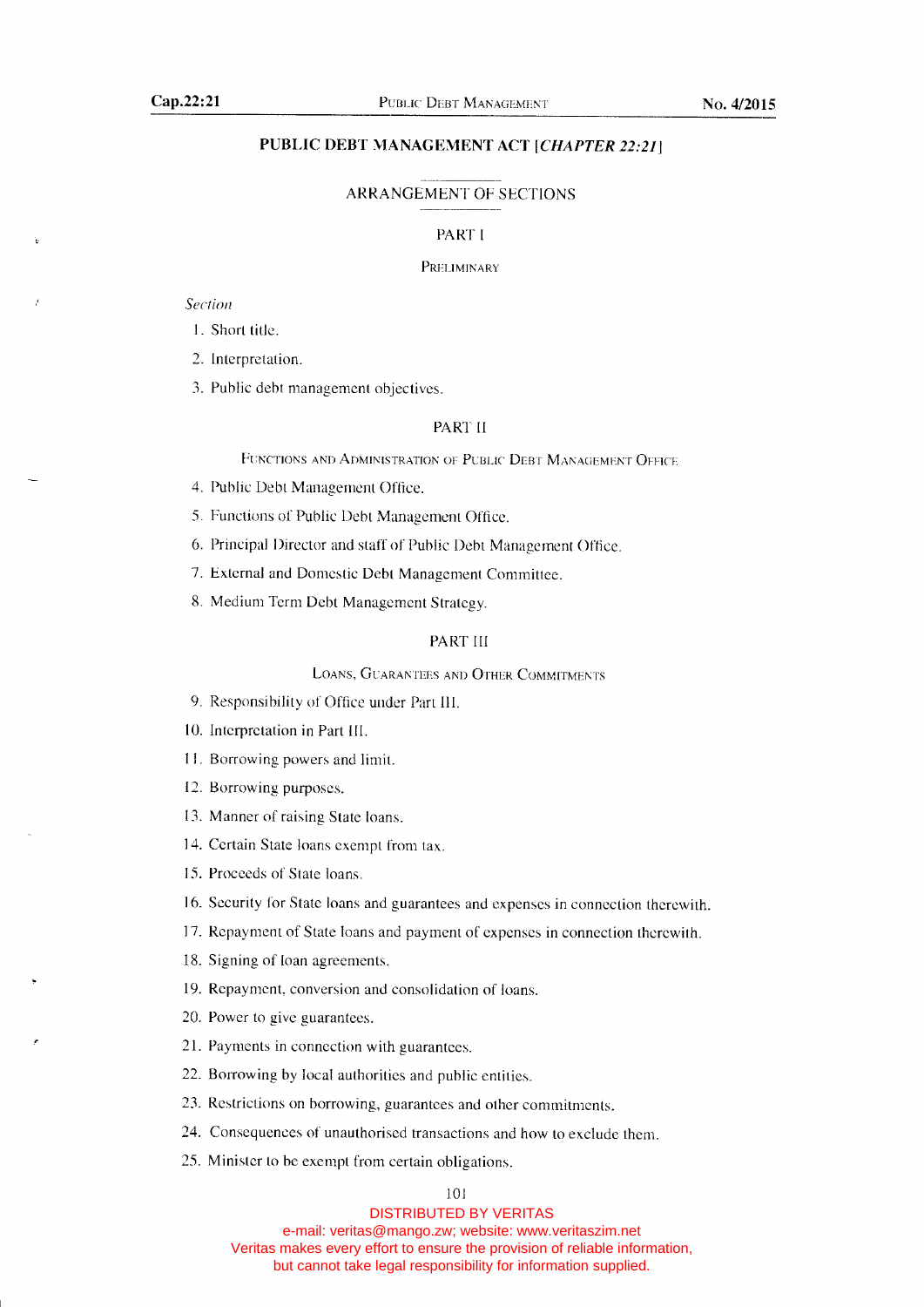# PUBLIC DEBT MANAGEMENT ACT [*CHAPTER 22:21*]

## ARRANGEMENT OF SECTIONS

### PART I

#### PRELIMINARY

*Section*

1. Short title.
2. Interpretation.
3. Public debt management objectives.

### PART II

#### FUNCTIONS AND ADMINISTRATION OF PUBLIC DEBT MANAGEMENT OFFICE

4. Public Debt Management Office.
5. Functions of Public Debt Management Office.
6. Principal Director and staff of Public Debt Management Office.
7. External and Domestic Debt Management Committee.
8. Medium Term Debt Management Strategy.

### PART III

#### LOANS, GUARANTEES AND OTHER COMMITMENTS

9. Responsibility of Office under Part III.
10. Interpretation in Part III.
11. Borrowing powers and limit.
12. Borrowing purposes.
13. Manner of raising State loans.
14. Certain State loans exempt from tax.
15. Proceeds of State loans.
16. Security for State loans and guarantees and expenses in connection therewith.
17. Repayment of State loans and payment of expenses in connection therewith.
18. Signing of loan agreements.
19. Repayment, conversion and consolidation of loans.
20. Power to give guarantees.
21. Payments in connection with guarantees.
22. Borrowing by local authorities and public entities.
23. Restrictions on borrowing, guarantees and other commitments.
24. Consequences of unauthorised transactions and how to exclude them.
25. Minister to be exempt from certain obligations.

DISTRIBUTED BY VERITAS
e-mail: veritas@mango.zw; website: www.veritaszim.net
Veritas makes every effort to ensure the provision of reliable information,
but cannot take legal responsibility for information supplied.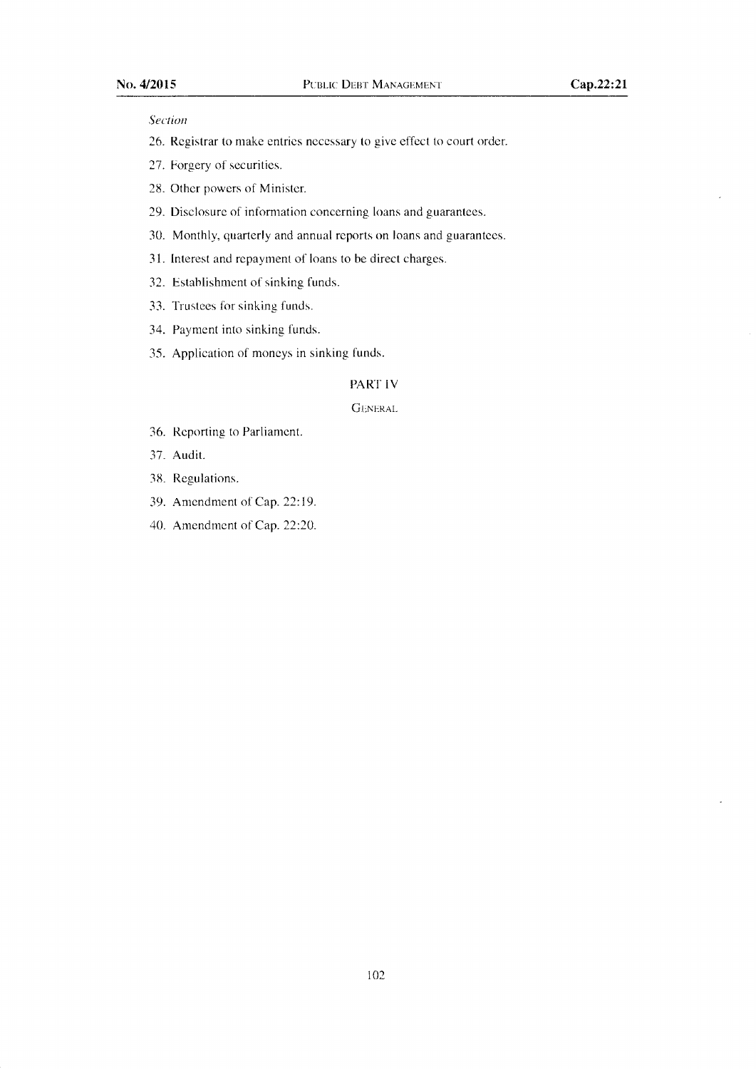*Section*

26. Registrar to make entries necessary to give effect to court order.

27. Forgery of securities.

28. Other powers of Minister.

29. Disclosure of information concerning loans and guarantees.

30. Monthly, quarterly and annual reports on loans and guarantees.

31. Interest and repayment of loans to be direct charges.

32. Establishment of sinking funds.

33. Trustees for sinking funds.

34. Payment into sinking funds.

35. Application of moneys in sinking funds.

## PART IV

### GENERAL

36. Reporting to Parliament.

37. Audit.

38. Regulations.

39. Amendment of Cap. 22:19.

40. Amendment of Cap. 22:20.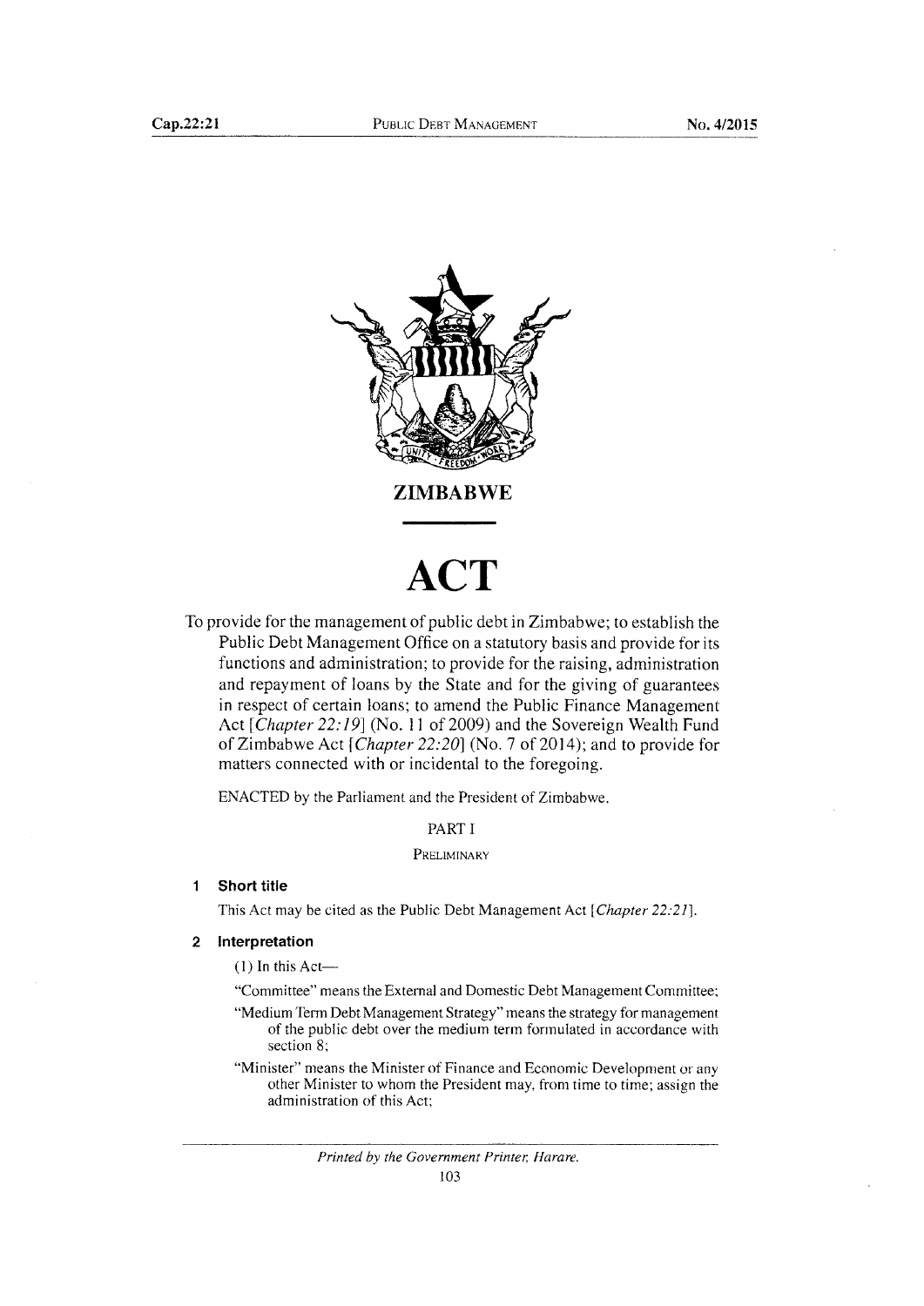# ZIMBABWE

# ACT

To provide for the management of public debt in Zimbabwe; to establish the Public Debt Management Office on a statutory basis and provide for its functions and administration; to provide for the raising, administration and repayment of loans by the State and for the giving of guarantees in respect of certain loans; to amend the Public Finance Management Act [*Chapter 22:19*] (No. 11 of 2009) and the Sovereign Wealth Fund of Zimbabwe Act [*Chapter 22:20*] (No. 7 of 2014); and to provide for matters connected with or incidental to the foregoing.

ENACTED by the Parliament and the President of Zimbabwe.

PART I

PRELIMINARY

**1 Short title**

This Act may be cited as the Public Debt Management Act [*Chapter 22:21*].

**2 Interpretation**

(1) In this Act—

"Committee" means the External and Domestic Debt Management Committee;

"Medium Term Debt Management Strategy" means the strategy for management of the public debt over the medium term formulated in accordance with section 8;

"Minister" means the Minister of Finance and Economic Development or any other Minister to whom the President may, from time to time; assign the administration of this Act;

*Printed by the Government Printer, Harare.*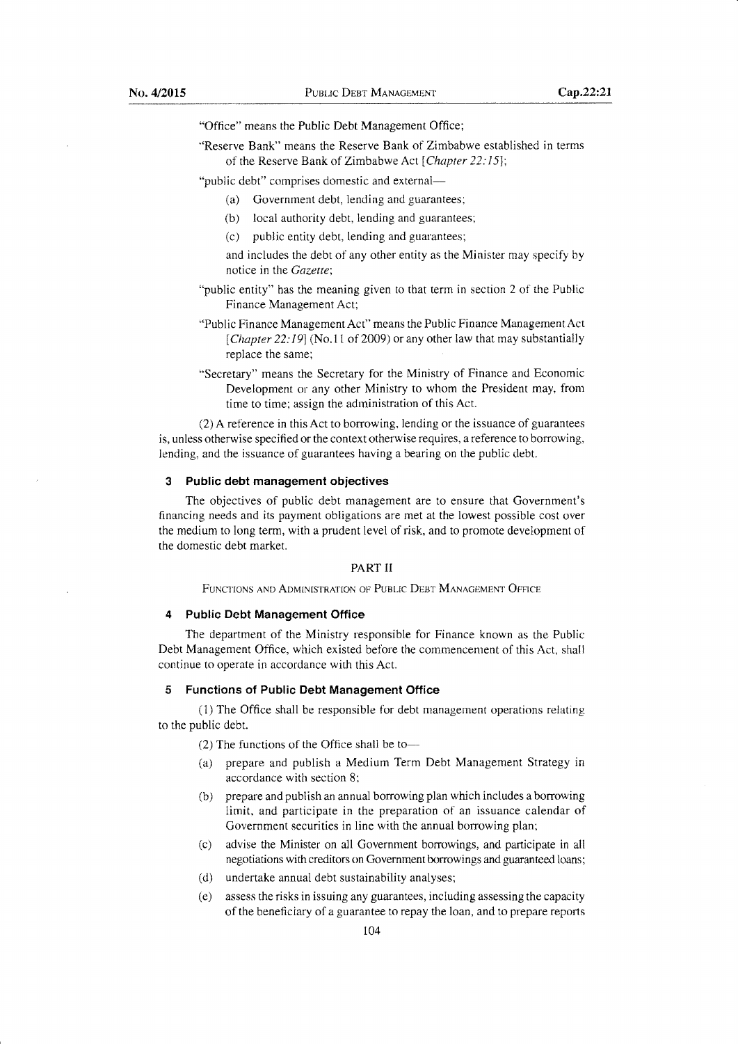"Office" means the Public Debt Management Office;

"Reserve Bank" means the Reserve Bank of Zimbabwe established in terms of the Reserve Bank of Zimbabwe Act [*Chapter 22:15*];

"public debt" comprises domestic and external—

(a) Government debt, lending and guarantees;

(b) local authority debt, lending and guarantees;

(c) public entity debt, lending and guarantees;

and includes the debt of any other entity as the Minister may specify by notice in the *Gazette*;

"public entity" has the meaning given to that term in section 2 of the Public Finance Management Act;

"Public Finance Management Act" means the Public Finance Management Act [*Chapter 22:19*] (No.11 of 2009) or any other law that may substantially replace the same;

"Secretary" means the Secretary for the Ministry of Finance and Economic Development or any other Ministry to whom the President may, from time to time; assign the administration of this Act.

(2) A reference in this Act to borrowing, lending or the issuance of guarantees is, unless otherwise specified or the context otherwise requires, a reference to borrowing, lending, and the issuance of guarantees having a bearing on the public debt.

### 3 Public debt management objectives

The objectives of public debt management are to ensure that Government's financing needs and its payment obligations are met at the lowest possible cost over the medium to long term, with a prudent level of risk, and to promote development of the domestic debt market.

## PART II

FUNCTIONS AND ADMINISTRATION OF PUBLIC DEBT MANAGEMENT OFFICE

### 4 Public Debt Management Office

The department of the Ministry responsible for Finance known as the Public Debt Management Office, which existed before the commencement of this Act, shall continue to operate in accordance with this Act.

### 5 Functions of Public Debt Management Office

(1) The Office shall be responsible for debt management operations relating to the public debt.

(2) The functions of the Office shall be to—

(a) prepare and publish a Medium Term Debt Management Strategy in accordance with section 8;

(b) prepare and publish an annual borrowing plan which includes a borrowing limit, and participate in the preparation of an issuance calendar of Government securities in line with the annual borrowing plan;

(c) advise the Minister on all Government borrowings, and participate in all negotiations with creditors on Government borrowings and guaranteed loans;

(d) undertake annual debt sustainability analyses;

(e) assess the risks in issuing any guarantees, including assessing the capacity of the beneficiary of a guarantee to repay the loan, and to prepare reports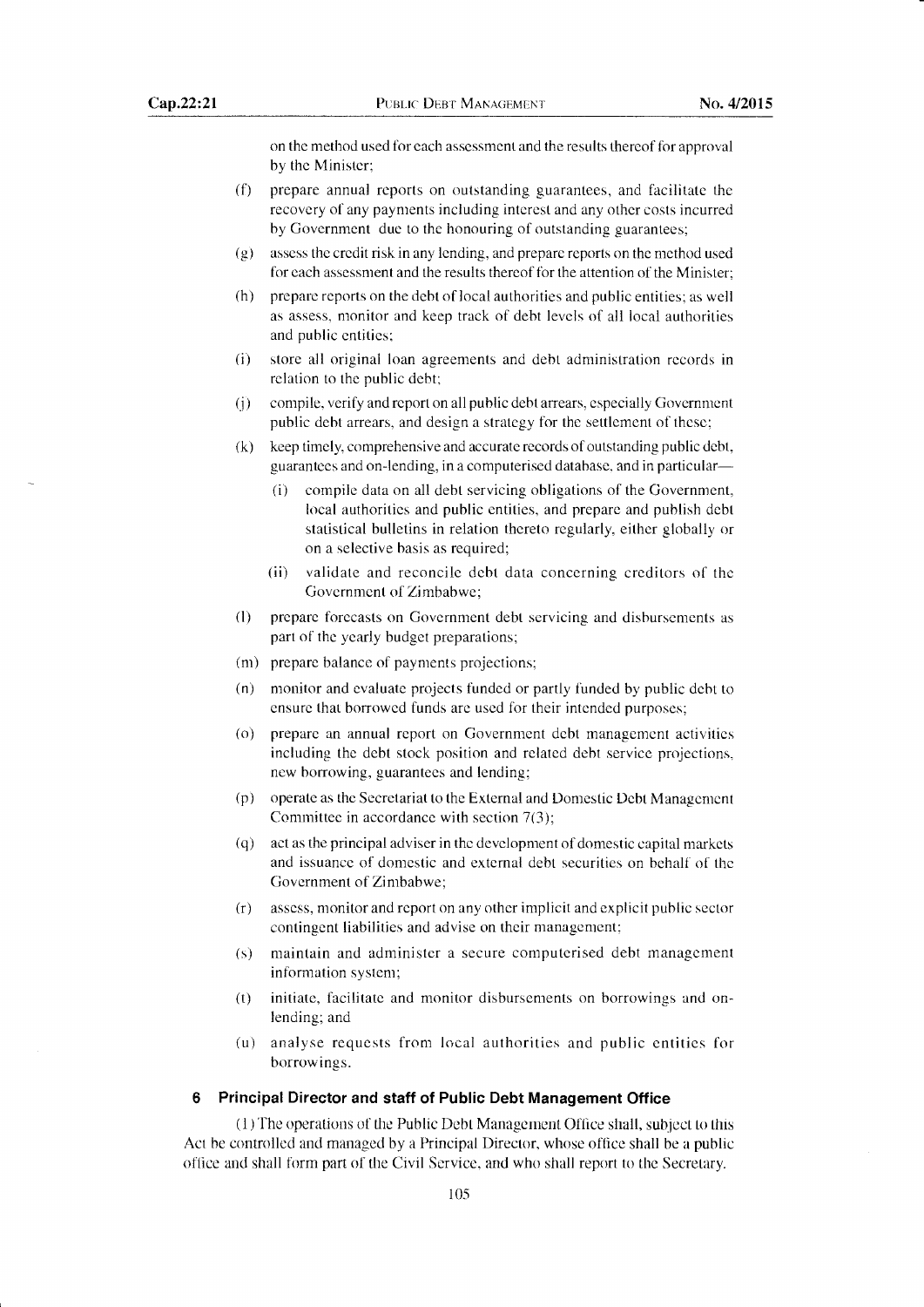on the method used for each assessment and the results thereof for approval by the Minister;

(f) prepare annual reports on outstanding guarantees, and facilitate the recovery of any payments including interest and any other costs incurred by Government due to the honouring of outstanding guarantees;

(g) assess the credit risk in any lending, and prepare reports on the method used for each assessment and the results thereof for the attention of the Minister;

(h) prepare reports on the debt of local authorities and public entities; as well as assess, monitor and keep track of debt levels of all local authorities and public entities;

(i) store all original loan agreements and debt administration records in relation to the public debt;

(j) compile, verify and report on all public debt arrears, especially Government public debt arrears, and design a strategy for the settlement of these;

(k) keep timely, comprehensive and accurate records of outstanding public debt, guarantees and on-lending, in a computerised database, and in particular—

  (i) compile data on all debt servicing obligations of the Government, local authorities and public entities, and prepare and publish debt statistical bulletins in relation thereto regularly, either globally or on a selective basis as required;

  (ii) validate and reconcile debt data concerning creditors of the Government of Zimbabwe;

(l) prepare forecasts on Government debt servicing and disbursements as part of the yearly budget preparations;

(m) prepare balance of payments projections;

(n) monitor and evaluate projects funded or partly funded by public debt to ensure that borrowed funds are used for their intended purposes;

(o) prepare an annual report on Government debt management activities including the debt stock position and related debt service projections, new borrowing, guarantees and lending;

(p) operate as the Secretariat to the External and Domestic Debt Management Committee in accordance with section 7(3);

(q) act as the principal adviser in the development of domestic capital markets and issuance of domestic and external debt securities on behalf of the Government of Zimbabwe;

(r) assess, monitor and report on any other implicit and explicit public sector contingent liabilities and advise on their management;

(s) maintain and administer a secure computerised debt management information system;

(t) initiate, facilitate and monitor disbursements on borrowings and on-lending; and

(u) analyse requests from local authorities and public entities for borrowings.

#### 6 Principal Director and staff of Public Debt Management Office

(1) The operations of the Public Debt Management Office shall, subject to this Act be controlled and managed by a Principal Director, whose office shall be a public office and shall form part of the Civil Service, and who shall report to the Secretary.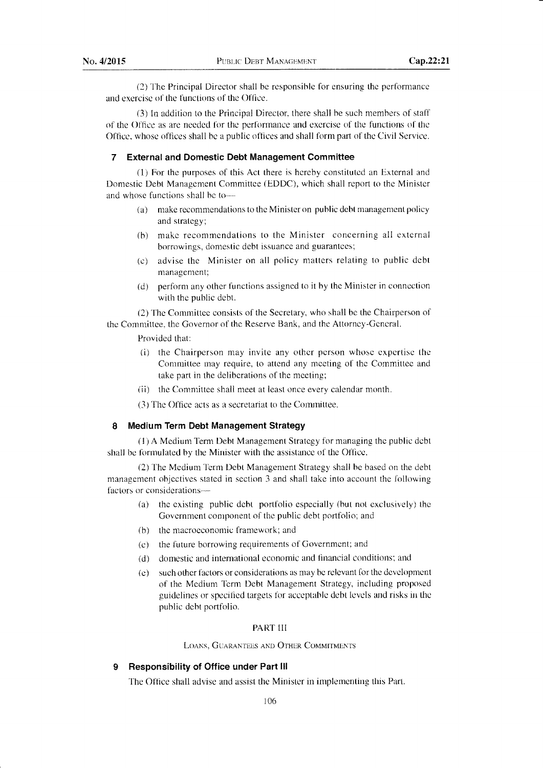(2) The Principal Director shall be responsible for ensuring the performance and exercise of the functions of the Office.

(3) In addition to the Principal Director, there shall be such members of staff of the Office as are needed for the performance and exercise of the functions of the Office, whose offices shall be a public offices and shall form part of the Civil Service.

## 7 External and Domestic Debt Management Committee

(1) For the purposes of this Act there is hereby constituted an External and Domestic Debt Management Committee (EDDC), which shall report to the Minister and whose functions shall be to—

- (a) make recommendations to the Minister on public debt management policy and strategy;
- (b) make recommendations to the Minister concerning all external borrowings, domestic debt issuance and guarantees;
- (c) advise the Minister on all policy matters relating to public debt management;
- (d) perform any other functions assigned to it by the Minister in connection with the public debt.

(2) The Committee consists of the Secretary, who shall be the Chairperson of the Committee, the Governor of the Reserve Bank, and the Attorney-General.

Provided that:

- (i) the Chairperson may invite any other person whose expertise the Committee may require, to attend any meeting of the Committee and take part in the deliberations of the meeting;
- (ii) the Committee shall meet at least once every calendar month.

(3) The Office acts as a secretariat to the Committee.

## 8 Medium Term Debt Management Strategy

(1) A Medium Term Debt Management Strategy for managing the public debt shall be formulated by the Minister with the assistance of the Office.

(2) The Medium Term Debt Management Strategy shall be based on the debt management objectives stated in section 3 and shall take into account the following factors or considerations—

- (a) the existing public debt portfolio especially (but not exclusively) the Government component of the public debt portfolio; and
- (b) the macroeconomic framework; and
- (c) the future borrowing requirements of Government; and
- (d) domestic and international economic and financial conditions; and
- (e) such other factors or considerations as may be relevant for the development of the Medium Term Debt Management Strategy, including proposed guidelines or specified targets for acceptable debt levels and risks in the public debt portfolio.

# PART III

### LOANS, GUARANTEES AND OTHER COMMITMENTS

## 9 Responsibility of Office under Part III

The Office shall advise and assist the Minister in implementing this Part.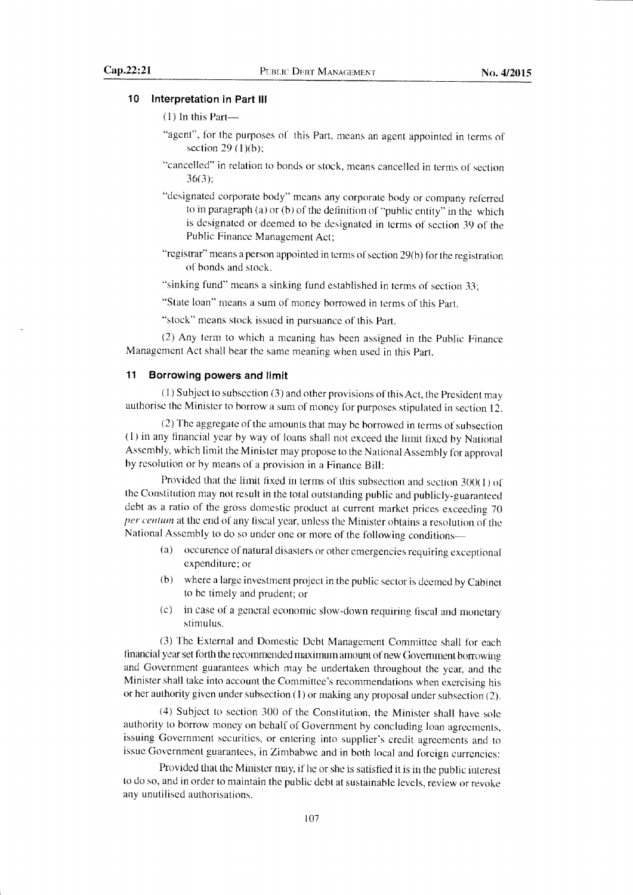## 10 Interpretation in Part III

(1) In this Part—

"agent", for the purposes of this Part, means an agent appointed in terms of section 29 (1)(b);

"cancelled" in relation to bonds or stock, means cancelled in terms of section 36(3);

"designated corporate body" means any corporate body or company referred to in paragraph (a) or (b) of the definition of "public entity" in the which is designated or deemed to be designated in terms of section 39 of the Public Finance Management Act;

"registrar" means a person appointed in terms of section 29(b) for the registration of bonds and stock.

"sinking fund" means a sinking fund established in terms of section 33;

"State loan" means a sum of money borrowed in terms of this Part.

"stock" means stock issued in pursuance of this Part.

(2) Any term to which a meaning has been assigned in the Public Finance Management Act shall bear the same meaning when used in this Part.

## 11 Borrowing powers and limit

(1) Subject to subsection (3) and other provisions of this Act, the President may authorise the Minister to borrow a sum of money for purposes stipulated in section 12.

(2) The aggregate of the amounts that may be borrowed in terms of subsection (1) in any financial year by way of loans shall not exceed the limit fixed by National Assembly, which limit the Minister may propose to the National Assembly for approval by resolution or by means of a provision in a Finance Bill:

Provided that the limit fixed in terms of this subsection and section 300(1) of the Constitution may not result in the total outstanding public and publicly-guaranteed debt as a ratio of the gross domestic product at current market prices exceeding 70 *per centum* at the end of any fiscal year, unless the Minister obtains a resolution of the National Assembly to do so under one or more of the following conditions—

(a) occurence of natural disasters or other emergencies requiring exceptional expenditure; or

(b) where a large investment project in the public sector is deemed by Cabinet to be timely and prudent; or

(c) in case of a general economic slow-down requiring fiscal and monetary stimulus.

(3) The External and Domestic Debt Management Committee shall for each financial year set forth the recommended maximum amount of new Government borrowing and Government guarantees which may be undertaken throughout the year, and the Minister shall take into account the Committee's recommendations when exercising his or her authority given under subsection (1) or making any proposal under subsection (2).

(4) Subject to section 300 of the Constitution, the Minister shall have sole authority to borrow money on behalf of Government by concluding loan agreements, issuing Government securities, or entering into supplier's credit agreements and to issue Government guarantees, in Zimbabwe and in both local and foreign currencies:

Provided that the Minister may, if he or she is satisfied it is in the public interest to do so, and in order to maintain the public debt at sustainable levels, review or revoke any unutilised authorisations.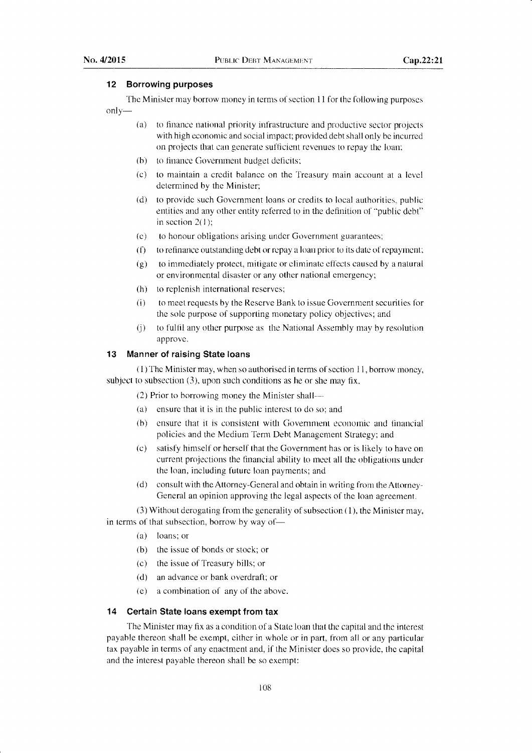### 12 Borrowing purposes

The Minister may borrow money in terms of section 11 for the following purposes only—

- (a) to finance national priority infrastructure and productive sector projects with high economic and social impact; provided debt shall only be incurred on projects that can generate sufficient revenues to repay the loan;
- (b) to finance Government budget deficits;
- (c) to maintain a credit balance on the Treasury main account at a level determined by the Minister;
- (d) to provide such Government loans or credits to local authorities, public entities and any other entity referred to in the definition of "public debt" in section 2(1);
- (e) to honour obligations arising under Government guarantees;
- (f) to refinance outstanding debt or repay a loan prior to its date of repayment;
- (g) to immediately protect, mitigate or eliminate effects caused by a natural or environmental disaster or any other national emergency;
- (h) to replenish international reserves;
- (i) to meet requests by the Reserve Bank to issue Government securities for the sole purpose of supporting monetary policy objectives; and
- (j) to fulfil any other purpose as the National Assembly may by resolution approve.

### 13 Manner of raising State loans

(1) The Minister may, when so authorised in terms of section 11, borrow money, subject to subsection (3), upon such conditions as he or she may fix.

(2) Prior to borrowing money the Minister shall—

- (a) ensure that it is in the public interest to do so; and
- (b) ensure that it is consistent with Government economic and financial policies and the Medium Term Debt Management Strategy; and
- (c) satisfy himself or herself that the Government has or is likely to have on current projections the financial ability to meet all the obligations under the loan, including future loan payments; and
- (d) consult with the Attorney-General and obtain in writing from the Attorney-General an opinion approving the legal aspects of the loan agreement.

(3) Without derogating from the generality of subsection (1), the Minister may, in terms of that subsection, borrow by way of—

- (a) loans; or
- (b) the issue of bonds or stock; or
- (c) the issue of Treasury bills; or
- (d) an advance or bank overdraft; or
- (e) a combination of any of the above.

### 14 Certain State loans exempt from tax

The Minister may fix as a condition of a State loan that the capital and the interest payable thereon shall be exempt, either in whole or in part, from all or any particular tax payable in terms of any enactment and, if the Minister does so provide, the capital and the interest payable thereon shall be so exempt: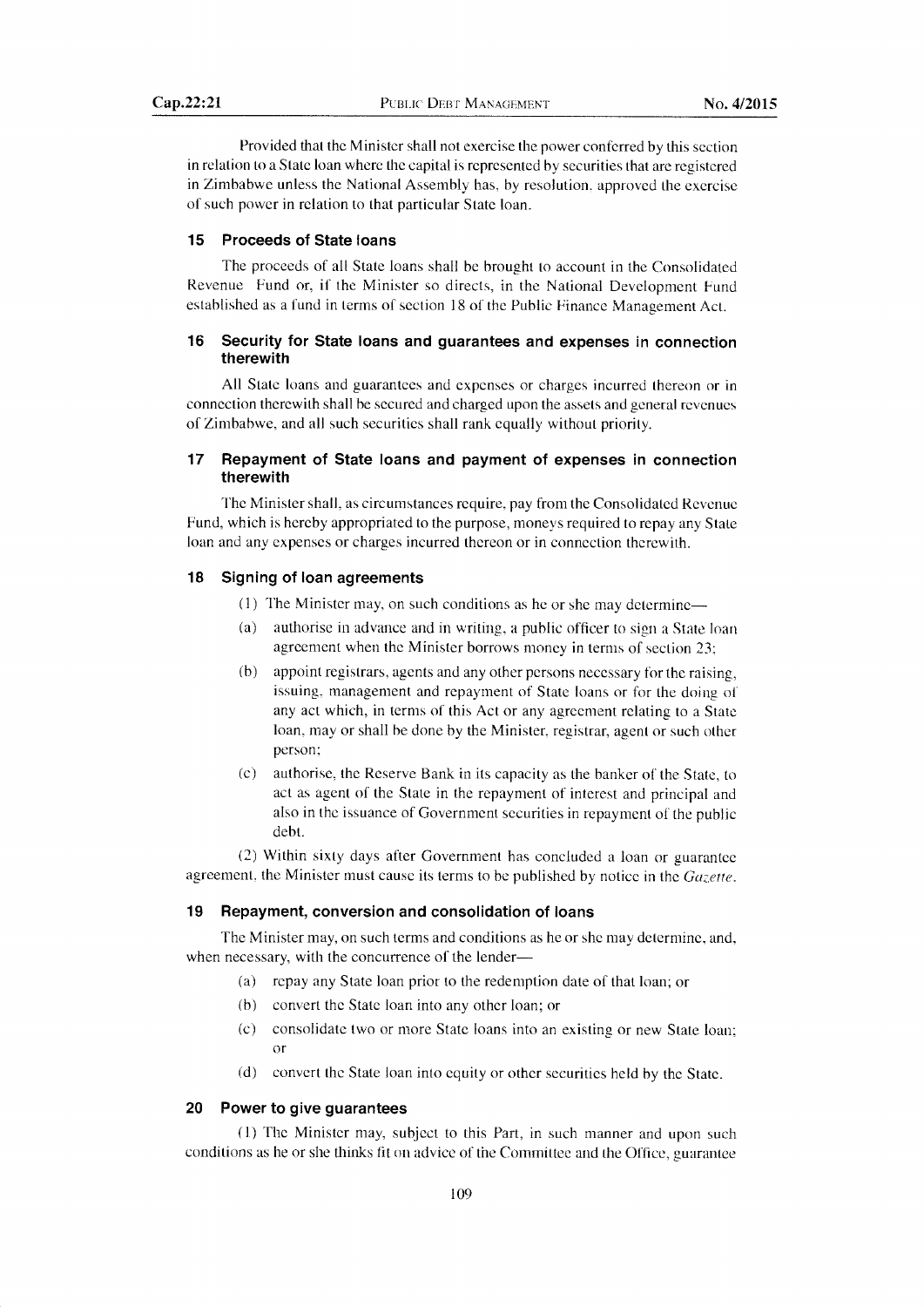Provided that the Minister shall not exercise the power conferred by this section in relation to a State loan where the capital is represented by securities that are registered in Zimbabwe unless the National Assembly has, by resolution, approved the exercise of such power in relation to that particular State loan.

### 15 Proceeds of State loans

The proceeds of all State loans shall be brought to account in the Consolidated Revenue Fund or, if the Minister so directs, in the National Development Fund established as a fund in terms of section 18 of the Public Finance Management Act.

### 16 Security for State loans and guarantees and expenses in connection therewith

All State loans and guarantees and expenses or charges incurred thereon or in connection therewith shall be secured and charged upon the assets and general revenues of Zimbabwe, and all such securities shall rank equally without priority.

### 17 Repayment of State loans and payment of expenses in connection therewith

The Minister shall, as circumstances require, pay from the Consolidated Revenue Fund, which is hereby appropriated to the purpose, moneys required to repay any State loan and any expenses or charges incurred thereon or in connection therewith.

### 18 Signing of loan agreements

(1) The Minister may, on such conditions as he or she may determine—

(a) authorise in advance and in writing, a public officer to sign a State loan agreement when the Minister borrows money in terms of section 23;

(b) appoint registrars, agents and any other persons necessary for the raising, issuing, management and repayment of State loans or for the doing of any act which, in terms of this Act or any agreement relating to a State loan, may or shall be done by the Minister, registrar, agent or such other person;

(c) authorise, the Reserve Bank in its capacity as the banker of the State, to act as agent of the State in the repayment of interest and principal and also in the issuance of Government securities in repayment of the public debt.

(2) Within sixty days after Government has concluded a loan or guarantee agreement, the Minister must cause its terms to be published by notice in the *Gazette*.

### 19 Repayment, conversion and consolidation of loans

The Minister may, on such terms and conditions as he or she may determine, and, when necessary, with the concurrence of the lender—

(a) repay any State loan prior to the redemption date of that loan; or

(b) convert the State loan into any other loan; or

(c) consolidate two or more State loans into an existing or new State loan; or

(d) convert the State loan into equity or other securities held by the State.

### 20 Power to give guarantees

(1) The Minister may, subject to this Part, in such manner and upon such conditions as he or she thinks fit on advice of the Committee and the Office, guarantee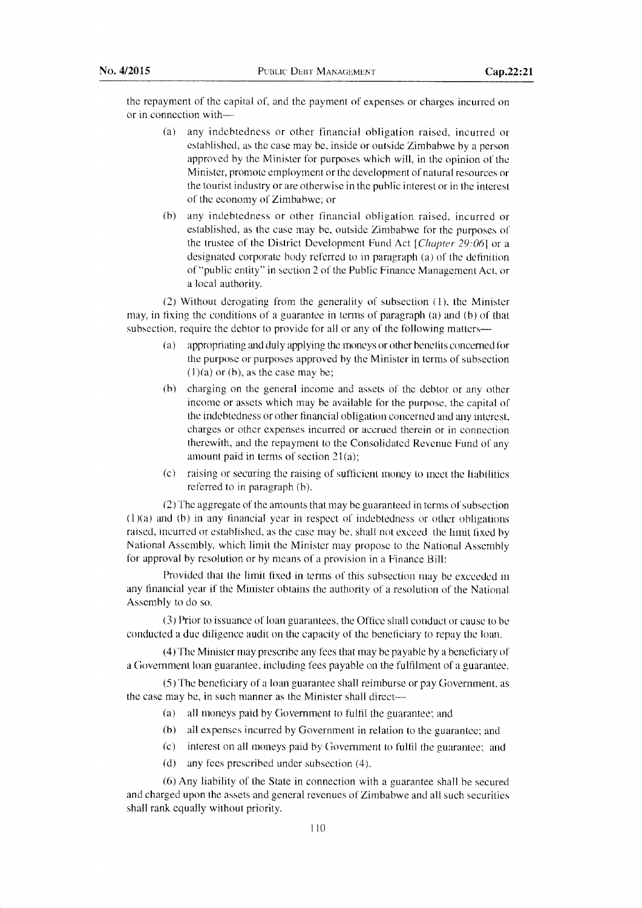the repayment of the capital of, and the payment of expenses or charges incurred on or in connection with—

(a) any indebtedness or other financial obligation raised, incurred or established, as the case may be, inside or outside Zimbabwe by a person approved by the Minister for purposes which will, in the opinion of the Minister, promote employment or the development of natural resources or the tourist industry or are otherwise in the public interest or in the interest of the economy of Zimbabwe; or

(b) any indebtedness or other financial obligation raised, incurred or established, as the case may be, outside Zimbabwe for the purposes of the trustee of the District Development Fund Act [*Chapter 29:06*] or a designated corporate body referred to in paragraph (a) of the definition of "public entity" in section 2 of the Public Finance Management Act, or a local authority.

(2) Without derogating from the generality of subsection (1), the Minister may, in fixing the conditions of a guarantee in terms of paragraph (a) and (b) of that subsection, require the debtor to provide for all or any of the following matters—

(a) appropriating and duly applying the moneys or other benefits concerned for the purpose or purposes approved by the Minister in terms of subsection (1)(a) or (b), as the case may be;

(b) charging on the general income and assets of the debtor or any other income or assets which may be available for the purpose, the capital of the indebtedness or other financial obligation concerned and any interest, charges or other expenses incurred or accrued therein or in connection therewith, and the repayment to the Consolidated Revenue Fund of any amount paid in terms of section 21(a);

(c) raising or securing the raising of sufficient money to meet the liabilities referred to in paragraph (b).

(2) The aggregate of the amounts that may be guaranteed in terms of subsection (1)(a) and (b) in any financial year in respect of indebtedness or other obligations raised, incurred or established, as the case may be, shall not exceed the limit fixed by National Assembly, which limit the Minister may propose to the National Assembly for approval by resolution or by means of a provision in a Finance Bill:

Provided that the limit fixed in terms of this subsection may be exceeded in any financial year if the Minister obtains the authority of a resolution of the National Assembly to do so.

(3) Prior to issuance of loan guarantees, the Office shall conduct or cause to be conducted a due diligence audit on the capacity of the beneficiary to repay the loan.

(4) The Minister may prescribe any fees that may be payable by a beneficiary of a Government loan guarantee, including fees payable on the fulfilment of a guarantee.

(5) The beneficiary of a loan guarantee shall reimburse or pay Government, as the case may be, in such manner as the Minister shall direct—

(a) all moneys paid by Government to fulfil the guarantee; and

(b) all expenses incurred by Government in relation to the guarantee; and

(c) interest on all moneys paid by Government to fulfil the guarantee; and

(d) any fees prescribed under subsection (4).

(6) Any liability of the State in connection with a guarantee shall be secured and charged upon the assets and general revenues of Zimbabwe and all such securities shall rank equally without priority.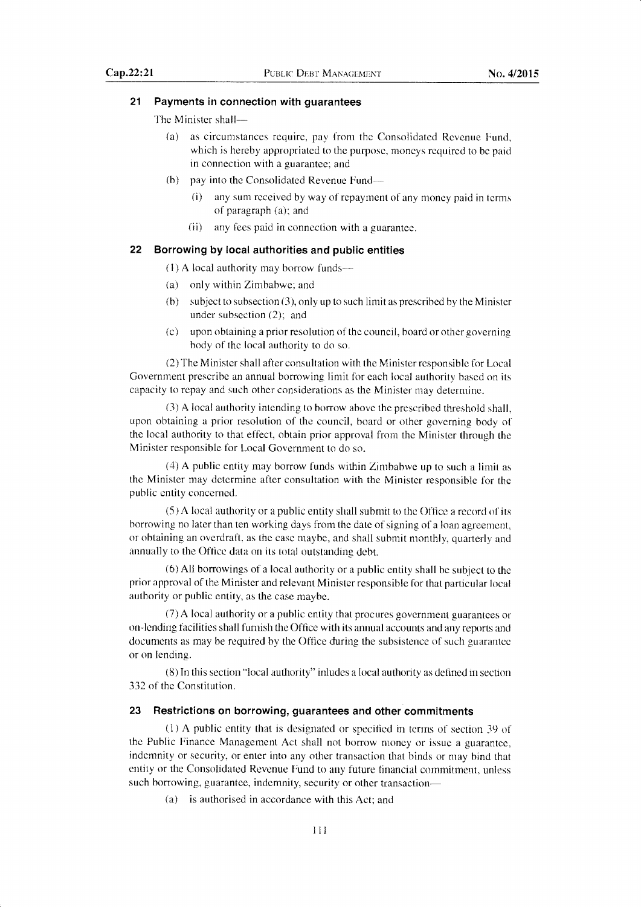## 21 Payments in connection with guarantees

The Minister shall—

(a) as circumstances require, pay from the Consolidated Revenue Fund, which is hereby appropriated to the purpose, moneys required to be paid in connection with a guarantee; and

(b) pay into the Consolidated Revenue Fund—

(i) any sum received by way of repayment of any money paid in terms of paragraph (a); and

(ii) any fees paid in connection with a guarantee.

## 22 Borrowing by local authorities and public entities

(1) A local authority may borrow funds—

(a) only within Zimbabwe; and

(b) subject to subsection (3), only up to such limit as prescribed by the Minister under subsection (2); and

(c) upon obtaining a prior resolution of the council, board or other governing body of the local authority to do so.

(2) The Minister shall after consultation with the Minister responsible for Local Government prescribe an annual borrowing limit for each local authority based on its capacity to repay and such other considerations as the Minister may determine.

(3) A local authority intending to borrow above the prescribed threshold shall, upon obtaining a prior resolution of the council, board or other governing body of the local authority to that effect, obtain prior approval from the Minister through the Minister responsible for Local Government to do so.

(4) A public entity may borrow funds within Zimbabwe up to such a limit as the Minister may determine after consultation with the Minister responsible for the public entity concerned.

(5) A local authority or a public entity shall submit to the Office a record of its borrowing no later than ten working days from the date of signing of a loan agreement, or obtaining an overdraft, as the case maybe, and shall submit monthly, quarterly and annually to the Office data on its total outstanding debt.

(6) All borrowings of a local authority or a public entity shall be subject to the prior approval of the Minister and relevant Minister responsible for that particular local authority or public entity, as the case maybe.

(7) A local authority or a public entity that procures government guarantees or on-lending facilities shall furnish the Office with its annual accounts and any reports and documents as may be required by the Office during the subsistence of such guarantee or on lending.

(8) In this section "local authority" inludes a local authority as defined in section 332 of the Constitution.

## 23 Restrictions on borrowing, guarantees and other commitments

(1) A public entity that is designated or specified in terms of section 39 of the Public Finance Management Act shall not borrow money or issue a guarantee, indemnity or security, or enter into any other transaction that binds or may bind that entity or the Consolidated Revenue Fund to any future financial commitment, unless such borrowing, guarantee, indemnity, security or other transaction—

(a) is authorised in accordance with this Act; and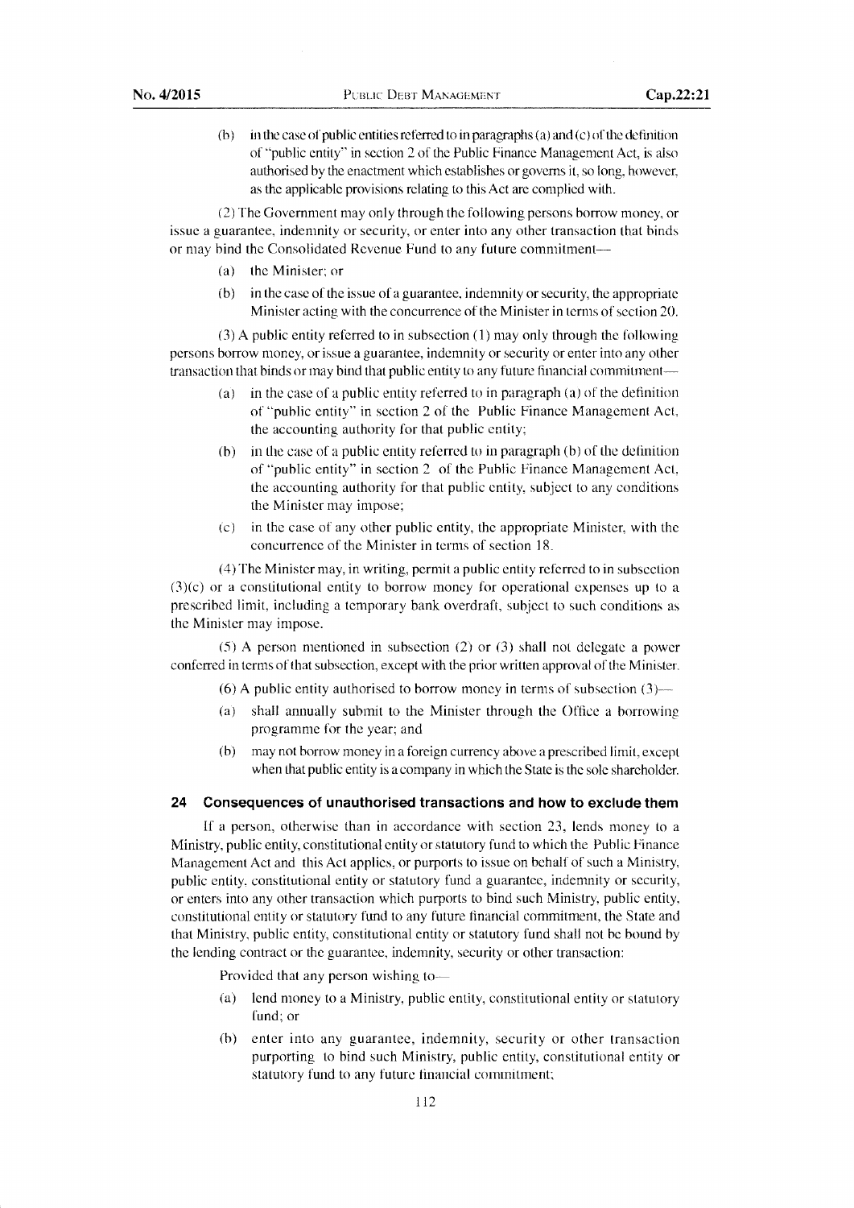(b) in the case of public entities referred to in paragraphs (a) and (c) of the definition of "public entity" in section 2 of the Public Finance Management Act, is also authorised by the enactment which establishes or governs it, so long, however, as the applicable provisions relating to this Act are complied with.

(2) The Government may only through the following persons borrow money, or issue a guarantee, indemnity or security, or enter into any other transaction that binds or may bind the Consolidated Revenue Fund to any future commitment—

(a) the Minister; or

(b) in the case of the issue of a guarantee, indemnity or security, the appropriate Minister acting with the concurrence of the Minister in terms of section 20.

(3) A public entity referred to in subsection (1) may only through the following persons borrow money, or issue a guarantee, indemnity or security or enter into any other transaction that binds or may bind that public entity to any future financial commitment—

(a) in the case of a public entity referred to in paragraph (a) of the definition of "public entity" in section 2 of the Public Finance Management Act, the accounting authority for that public entity;

(b) in the case of a public entity referred to in paragraph (b) of the definition of "public entity" in section 2 of the Public Finance Management Act, the accounting authority for that public entity, subject to any conditions the Minister may impose;

(c) in the case of any other public entity, the appropriate Minister, with the concurrence of the Minister in terms of section 18.

(4) The Minister may, in writing, permit a public entity referred to in subsection (3)(c) or a constitutional entity to borrow money for operational expenses up to a prescribed limit, including a temporary bank overdraft, subject to such conditions as the Minister may impose.

(5) A person mentioned in subsection (2) or (3) shall not delegate a power conferred in terms of that subsection, except with the prior written approval of the Minister.

(6) A public entity authorised to borrow money in terms of subsection (3)—

(a) shall annually submit to the Minister through the Office a borrowing programme for the year; and

(b) may not borrow money in a foreign currency above a prescribed limit, except when that public entity is a company in which the State is the sole shareholder.

## 24 Consequences of unauthorised transactions and how to exclude them

If a person, otherwise than in accordance with section 23, lends money to a Ministry, public entity, constitutional entity or statutory fund to which the Public Finance Management Act and this Act applies, or purports to issue on behalf of such a Ministry, public entity, constitutional entity or statutory fund a guarantee, indemnity or security, or enters into any other transaction which purports to bind such Ministry, public entity, constitutional entity or statutory fund to any future financial commitment, the State and that Ministry, public entity, constitutional entity or statutory fund shall not be bound by the lending contract or the guarantee, indemnity, security or other transaction:

Provided that any person wishing to—

(a) lend money to a Ministry, public entity, constitutional entity or statutory fund; or

(b) enter into any guarantee, indemnity, security or other transaction purporting to bind such Ministry, public entity, constitutional entity or statutory fund to any future financial commitment;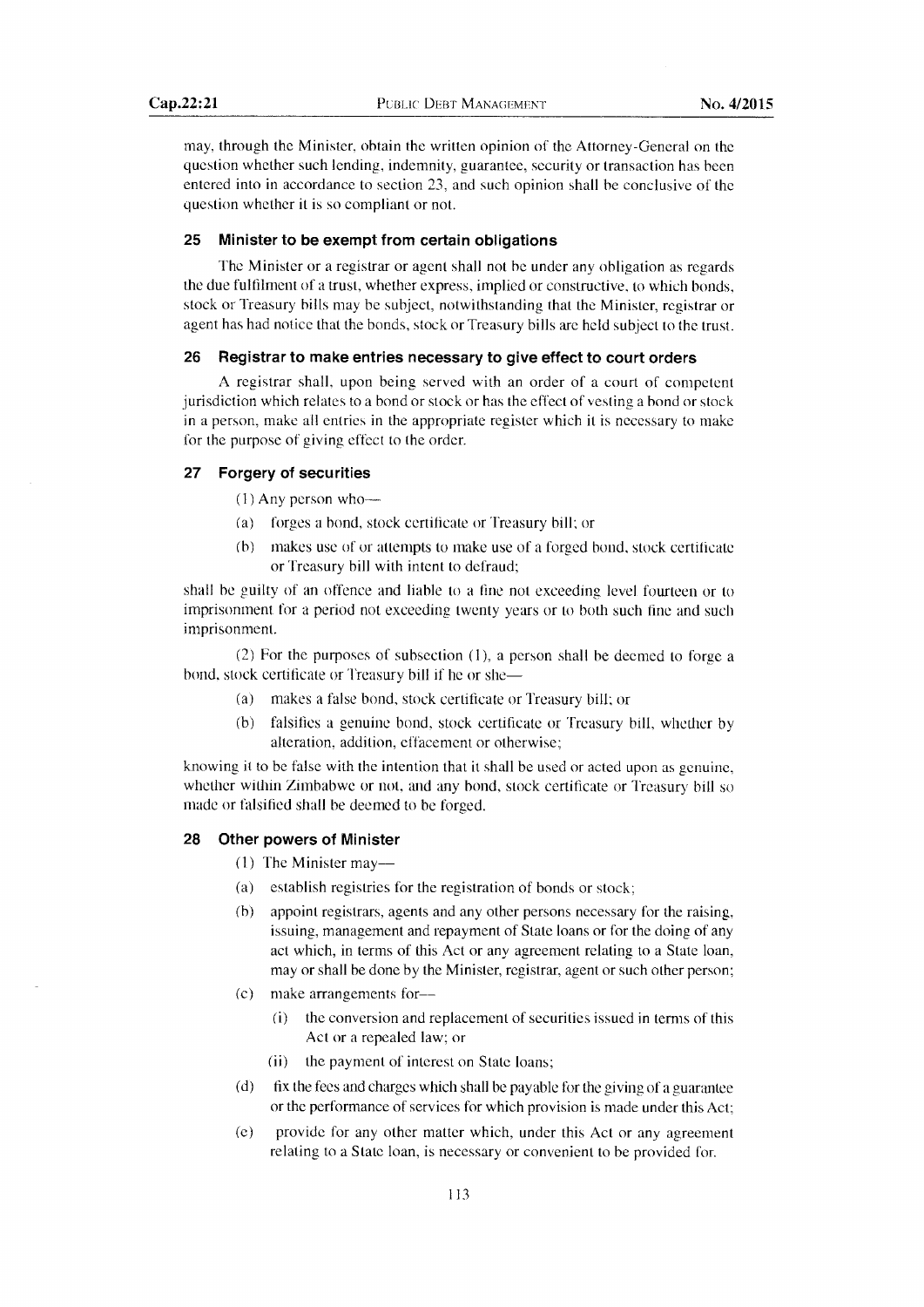may, through the Minister, obtain the written opinion of the Attorney-General on the question whether such lending, indemnity, guarantee, security or transaction has been entered into in accordance to section 23, and such opinion shall be conclusive of the question whether it is so compliant or not.

### 25 Minister to be exempt from certain obligations

The Minister or a registrar or agent shall not be under any obligation as regards the due fulfilment of a trust, whether express, implied or constructive, to which bonds, stock or Treasury bills may be subject, notwithstanding that the Minister, registrar or agent has had notice that the bonds, stock or Treasury bills are held subject to the trust.

### 26 Registrar to make entries necessary to give effect to court orders

A registrar shall, upon being served with an order of a court of competent jurisdiction which relates to a bond or stock or has the effect of vesting a bond or stock in a person, make all entries in the appropriate register which it is necessary to make for the purpose of giving effect to the order.

### 27 Forgery of securities

(1) Any person who—

(a) forges a bond, stock certificate or Treasury bill; or

(b) makes use of or attempts to make use of a forged bond, stock certificate or Treasury bill with intent to defraud;

shall be guilty of an offence and liable to a fine not exceeding level fourteen or to imprisonment for a period not exceeding twenty years or to both such fine and such imprisonment.

(2) For the purposes of subsection (1), a person shall be deemed to forge a bond, stock certificate or Treasury bill if he or she—

(a) makes a false bond, stock certificate or Treasury bill; or

(b) falsifies a genuine bond, stock certificate or Treasury bill, whether by alteration, addition, effacement or otherwise;

knowing it to be false with the intention that it shall be used or acted upon as genuine, whether within Zimbabwe or not, and any bond, stock certificate or Treasury bill so made or falsified shall be deemed to be forged.

### 28 Other powers of Minister

(1) The Minister may—

(a) establish registries for the registration of bonds or stock;

(b) appoint registrars, agents and any other persons necessary for the raising, issuing, management and repayment of State loans or for the doing of any act which, in terms of this Act or any agreement relating to a State loan, may or shall be done by the Minister, registrar, agent or such other person;

(c) make arrangements for—

(i) the conversion and replacement of securities issued in terms of this Act or a repealed law; or

(ii) the payment of interest on State loans;

(d) fix the fees and charges which shall be payable for the giving of a guarantee or the performance of services for which provision is made under this Act;

(e) provide for any other matter which, under this Act or any agreement relating to a State loan, is necessary or convenient to be provided for.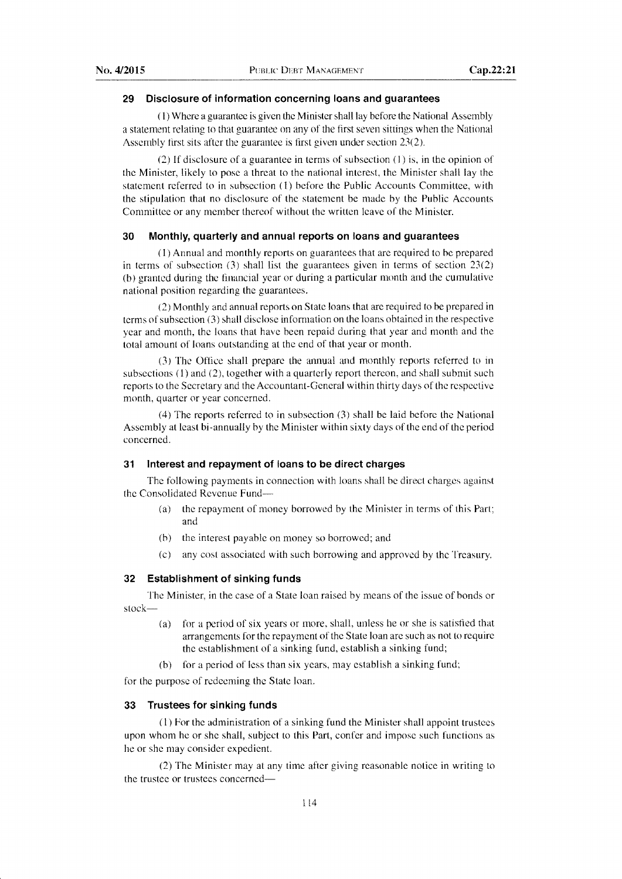## 29 Disclosure of information concerning loans and guarantees

(1) Where a guarantee is given the Minister shall lay before the National Assembly a statement relating to that guarantee on any of the first seven sittings when the National Assembly first sits after the guarantee is first given under section 23(2).

(2) If disclosure of a guarantee in terms of subsection (1) is, in the opinion of the Minister, likely to pose a threat to the national interest, the Minister shall lay the statement referred to in subsection (1) before the Public Accounts Committee, with the stipulation that no disclosure of the statement be made by the Public Accounts Committee or any member thereof without the written leave of the Minister.

## 30 Monthly, quarterly and annual reports on loans and guarantees

(1) Annual and monthly reports on guarantees that are required to be prepared in terms of subsection (3) shall list the guarantees given in terms of section 23(2) (b) granted during the financial year or during a particular month and the cumulative national position regarding the guarantees.

(2) Monthly and annual reports on State loans that are required to be prepared in terms of subsection (3) shall disclose information on the loans obtained in the respective year and month, the loans that have been repaid during that year and month and the total amount of loans outstanding at the end of that year or month.

(3) The Office shall prepare the annual and monthly reports referred to in subsections (1) and (2), together with a quarterly report thereon, and shall submit such reports to the Secretary and the Accountant-General within thirty days of the respective month, quarter or year concerned.

(4) The reports referred to in subsection (3) shall be laid before the National Assembly at least bi-annually by the Minister within sixty days of the end of the period concerned.

## 31 Interest and repayment of loans to be direct charges

The following payments in connection with loans shall be direct charges against the Consolidated Revenue Fund—

(a) the repayment of money borrowed by the Minister in terms of this Part; and

(b) the interest payable on money so borrowed; and

(c) any cost associated with such borrowing and approved by the Treasury.

## 32 Establishment of sinking funds

The Minister, in the case of a State loan raised by means of the issue of bonds or stock—

(a) for a period of six years or more, shall, unless he or she is satisfied that arrangements for the repayment of the State loan are such as not to require the establishment of a sinking fund, establish a sinking fund;

(b) for a period of less than six years, may establish a sinking fund;

for the purpose of redeeming the State loan.

## 33 Trustees for sinking funds

(1) For the administration of a sinking fund the Minister shall appoint trustees upon whom he or she shall, subject to this Part, confer and impose such functions as he or she may consider expedient.

(2) The Minister may at any time after giving reasonable notice in writing to the trustee or trustees concerned—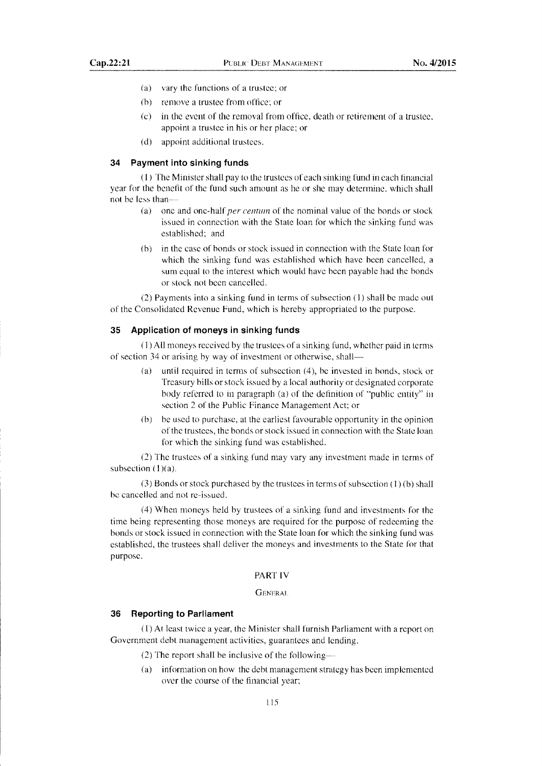(a) vary the functions of a trustee; or

(b) remove a trustee from office; or

(c) in the event of the removal from office, death or retirement of a trustee, appoint a trustee in his or her place; or

(d) appoint additional trustees.

### 34 Payment into sinking funds

(1) The Minister shall pay to the trustees of each sinking fund in each financial year for the benefit of the fund such amount as he or she may determine, which shall not be less than—

(a) one and one-half *per centum* of the nominal value of the bonds or stock issued in connection with the State loan for which the sinking fund was established; and

(b) in the case of bonds or stock issued in connection with the State loan for which the sinking fund was established which have been cancelled, a sum equal to the interest which would have been payable had the bonds or stock not been cancelled.

(2) Payments into a sinking fund in terms of subsection (1) shall be made out of the Consolidated Revenue Fund, which is hereby appropriated to the purpose.

### 35 Application of moneys in sinking funds

(1) All moneys received by the trustees of a sinking fund, whether paid in terms of section 34 or arising by way of investment or otherwise, shall—

(a) until required in terms of subsection (4), be invested in bonds, stock or Treasury bills or stock issued by a local authority or designated corporate body referred to in paragraph (a) of the definition of "public entity" in section 2 of the Public Finance Management Act; or

(b) be used to purchase, at the earliest favourable opportunity in the opinion of the trustees, the bonds or stock issued in connection with the State loan for which the sinking fund was established.

(2) The trustees of a sinking fund may vary any investment made in terms of subsection (1)(a).

(3) Bonds or stock purchased by the trustees in terms of subsection (1) (b) shall be cancelled and not re-issued.

(4) When moneys held by trustees of a sinking fund and investments for the time being representing those moneys are required for the purpose of redeeming the bonds or stock issued in connection with the State loan for which the sinking fund was established, the trustees shall deliver the moneys and investments to the State for that purpose.

## PART IV

## GENERAL

### 36 Reporting to Parliament

(1) At least twice a year, the Minister shall furnish Parliament with a report on Government debt management activities, guarantees and lending.

(2) The report shall be inclusive of the following—

(a) information on how the debt management strategy has been implemented over the course of the financial year;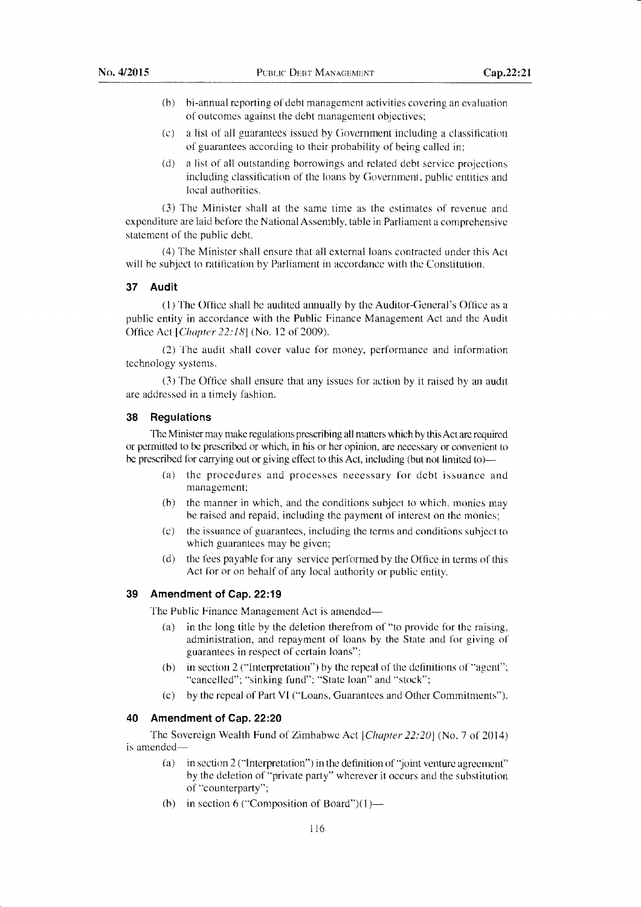(b) bi-annual reporting of debt management activities covering an evaluation of outcomes against the debt management objectives;

(c) a list of all guarantees issued by Government including a classification of guarantees according to their probability of being called in;

(d) a list of all outstanding borrowings and related debt service projections including classification of the loans by Government, public entities and local authorities.

(3) The Minister shall at the same time as the estimates of revenue and expenditure are laid before the National Assembly, table in Parliament a comprehensive statement of the public debt.

(4) The Minister shall ensure that all external loans contracted under this Act will be subject to ratification by Parliament in accordance with the Constitution.

### 37 Audit

(1) The Office shall be audited annually by the Auditor-General's Office as a public entity in accordance with the Public Finance Management Act and the Audit Office Act [*Chapter 22:18*] (No. 12 of 2009).

(2) The audit shall cover value for money, performance and information technology systems.

(3) The Office shall ensure that any issues for action by it raised by an audit are addressed in a timely fashion.

### 38 Regulations

The Minister may make regulations prescribing all matters which by this Act are required or permitted to be prescribed or which, in his or her opinion, are necessary or convenient to be prescribed for carrying out or giving effect to this Act, including (but not limited to)—

(a) the procedures and processes necessary for debt issuance and management;

(b) the manner in which, and the conditions subject to which, monies may be raised and repaid, including the payment of interest on the monies;

(c) the issuance of guarantees, including the terms and conditions subject to which guarantees may be given;

(d) the fees payable for any service performed by the Office in terms of this Act for or on behalf of any local authority or public entity.

### 39 Amendment of Cap. 22:19

The Public Finance Management Act is amended—

(a) in the long title by the deletion therefrom of "to provide for the raising, administration, and repayment of loans by the State and for giving of guarantees in respect of certain loans";

(b) in section 2 ("Interpretation") by the repeal of the definitions of "agent"; "cancelled"; "sinking fund"; "State loan" and "stock";

(c) by the repeal of Part VI ("Loans, Guarantees and Other Commitments").

### 40 Amendment of Cap. 22:20

The Sovereign Wealth Fund of Zimbabwe Act [*Chapter 22:20*] (No. 7 of 2014) is amended—

(a) in section 2 ("Interpretation") in the definition of "joint venture agreement" by the deletion of "private party" wherever it occurs and the substitution of "counterparty";

(b) in section 6 ("Composition of Board")(1)—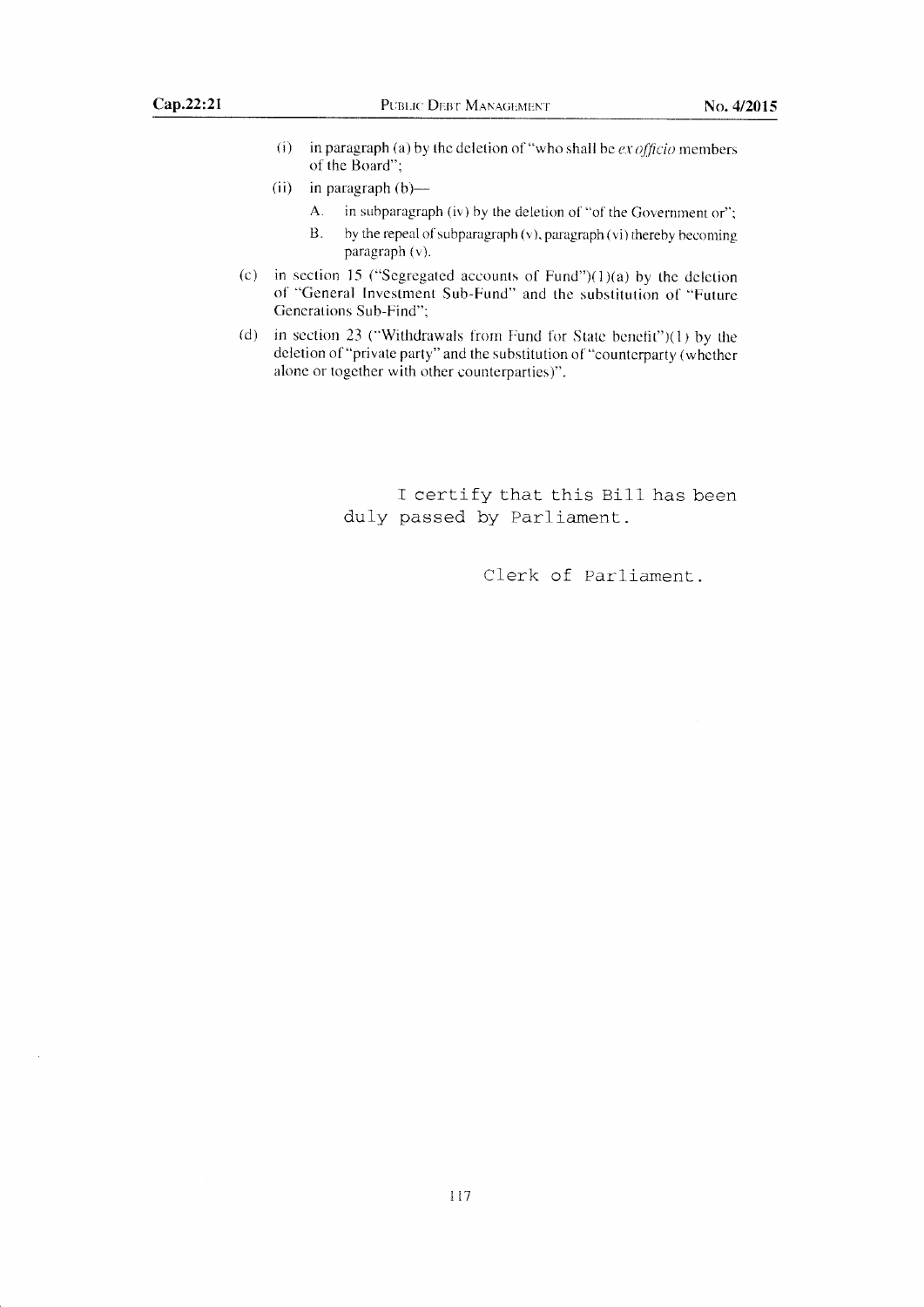(i) in paragraph (a) by the deletion of "who shall be *ex officio* members of the Board";

(ii) in paragraph (b)—

A. in subparagraph (iv) by the deletion of "of the Government or";

B. by the repeal of subparagraph (v), paragraph (vi) thereby becoming paragraph (v).

(c) in section 15 ("Segregated accounts of Fund")(1)(a) by the deletion of "General Investment Sub-Fund" and the substitution of "Future Generations Sub-Find";

(d) in section 23 ("Withdrawals from Fund for State benefit")(1) by the deletion of "private party" and the substitution of "counterparty (whether alone or together with other counterparties)".

I certify that this Bill has been duly passed by Parliament.

Clerk of Parliament.